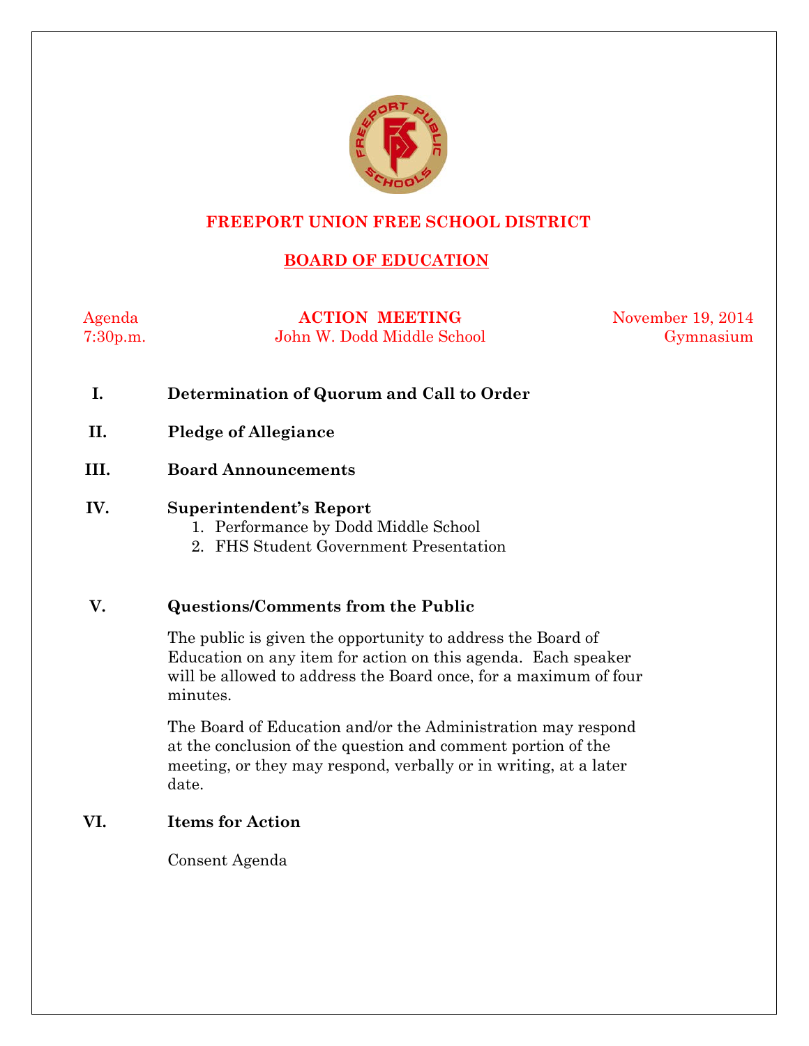# FREEPORT UNION FREE SCHOOL DISTRICT

## BOARD OF EDUCATION

Agenda | **ACTION MEETING** | November 19, 2014
7:30p.m. | John W. Dodd Middle School | Gymnasium

**I. Determination of Quorum and Call to Order**

**II. Pledge of Allegiance**

**III. Board Announcements**

**IV. Superintendent's Report**

1. Performance by Dodd Middle School
2. FHS Student Government Presentation

**V. Questions/Comments from the Public**

The public is given the opportunity to address the Board of Education on any item for action on this agenda. Each speaker will be allowed to address the Board once, for a maximum of four minutes.

The Board of Education and/or the Administration may respond at the conclusion of the question and comment portion of the meeting, or they may respond, verbally or in writing, at a later date.

**VI. Items for Action**

Consent Agenda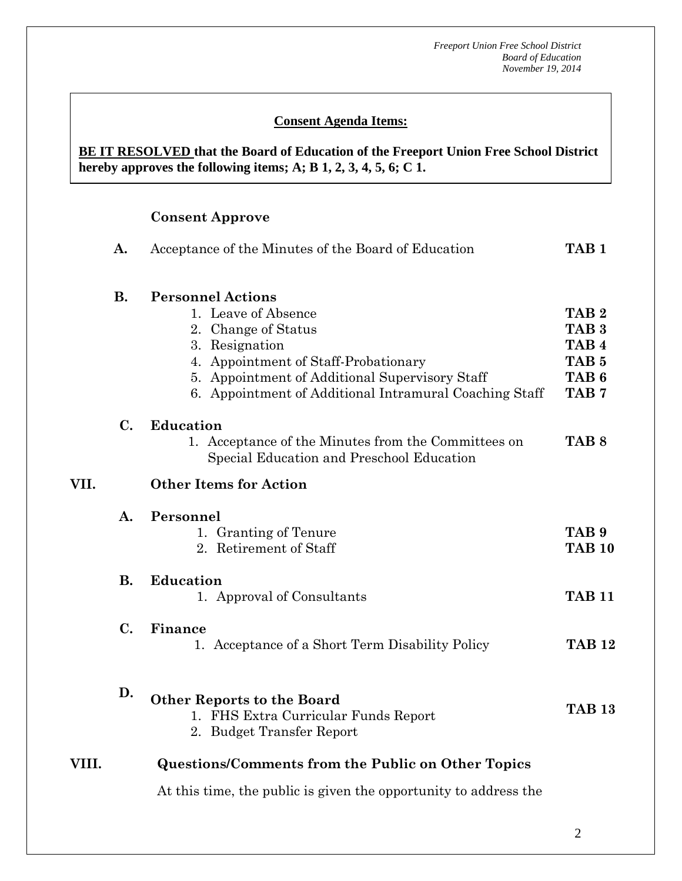**Consent Agenda Items:**

**BE IT RESOLVED that the Board of Education of the Freeport Union Free School District hereby approves the following items; A; B 1, 2, 3, 4, 5, 6; C 1.**

**Consent Approve**

**A.** Acceptance of the Minutes of the Board of Education **TAB 1**

**B. Personnel Actions**

1. Leave of Absence **TAB 2**
2. Change of Status **TAB 3**
3. Resignation **TAB 4**
4. Appointment of Staff-Probationary **TAB 5**
5. Appointment of Additional Supervisory Staff **TAB 6**
6. Appointment of Additional Intramural Coaching Staff **TAB 7**

**C. Education**

1. Acceptance of the Minutes from the Committees on Special Education and Preschool Education **TAB 8**

## VII. Other Items for Action

**A. Personnel**

1. Granting of Tenure **TAB 9**
2. Retirement of Staff **TAB 10**

**B. Education**

1. Approval of Consultants **TAB 11**

**C. Finance**

1. Acceptance of a Short Term Disability Policy **TAB 12**

**D. Other Reports to the Board** **TAB 13**

1. FHS Extra Curricular Funds Report
2. Budget Transfer Report

## VIII. Questions/Comments from the Public on Other Topics

At this time, the public is given the opportunity to address the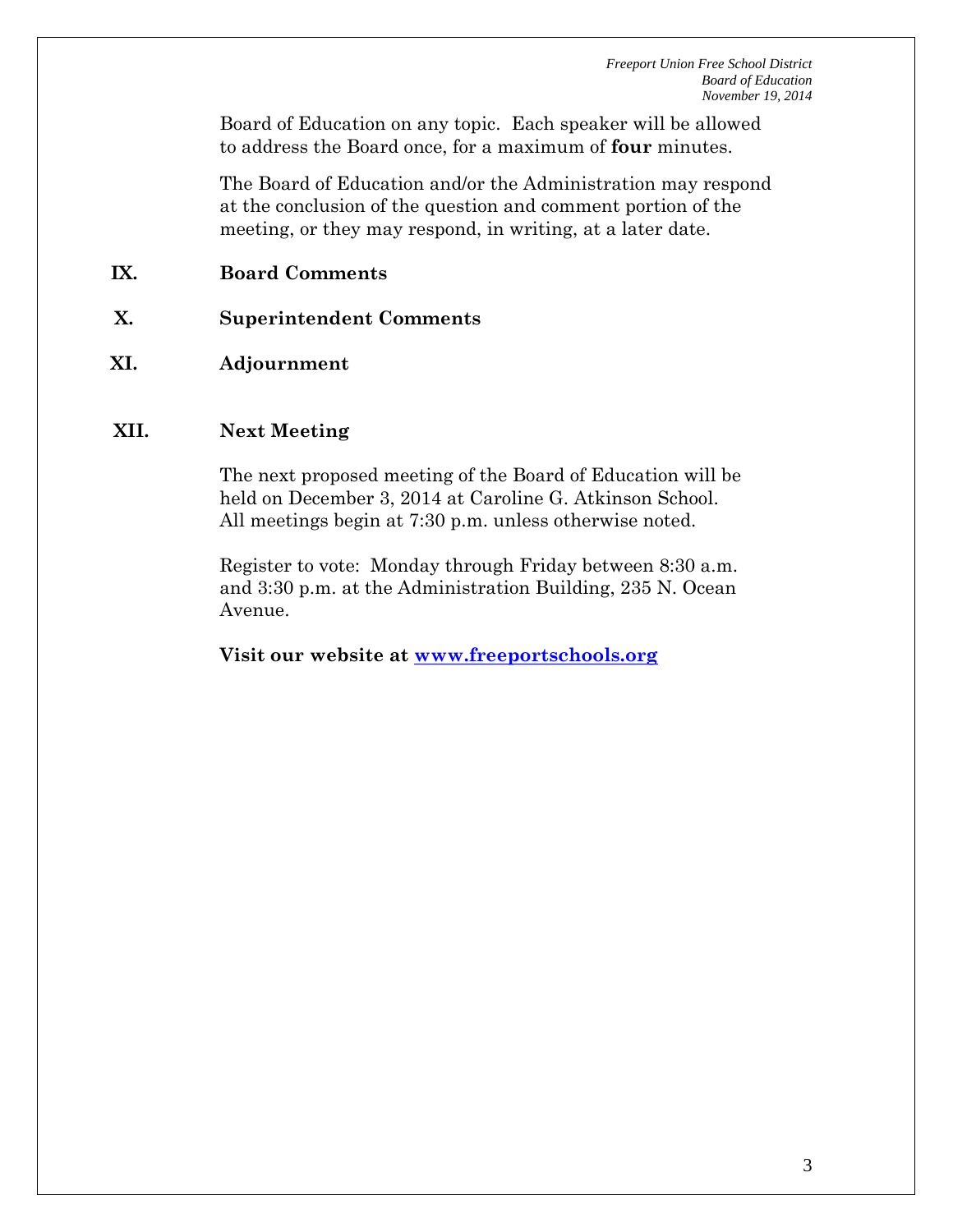Board of Education on any topic. Each speaker will be allowed to address the Board once, for a maximum of **four** minutes.

The Board of Education and/or the Administration may respond at the conclusion of the question and comment portion of the meeting, or they may respond, in writing, at a later date.

## IX. Board Comments

## X. Superintendent Comments

## XI. Adjournment

## XII. Next Meeting

The next proposed meeting of the Board of Education will be held on December 3, 2014 at Caroline G. Atkinson School. All meetings begin at 7:30 p.m. unless otherwise noted.

Register to vote: Monday through Friday between 8:30 a.m. and 3:30 p.m. at the Administration Building, 235 N. Ocean Avenue.

**Visit our website at [www.freeportschools.org](http://www.freeportschools.org)**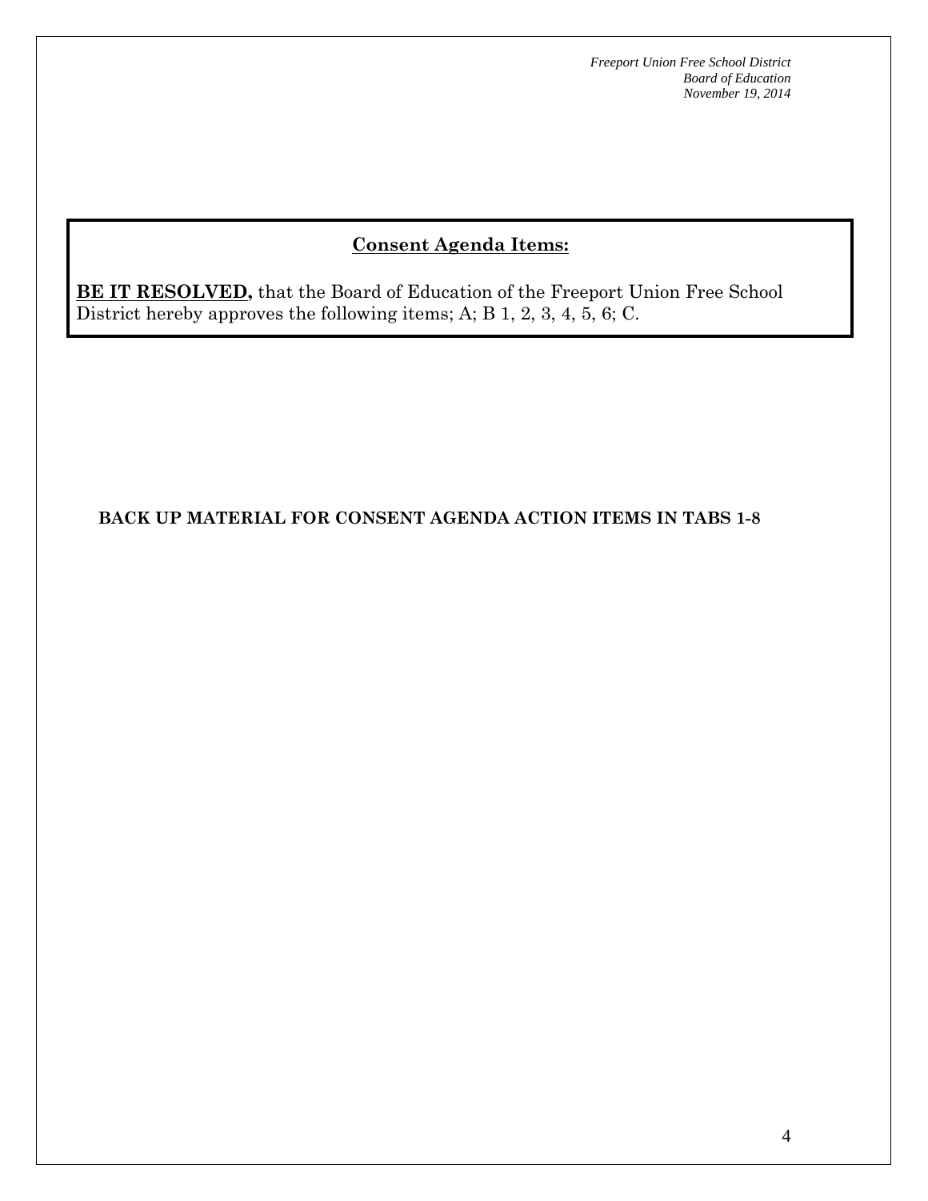## Consent Agenda Items:

**BE IT RESOLVED,** that the Board of Education of the Freeport Union Free School District hereby approves the following items; A; B 1, 2, 3, 4, 5, 6; C.

**BACK UP MATERIAL FOR CONSENT AGENDA ACTION ITEMS IN TABS 1-8**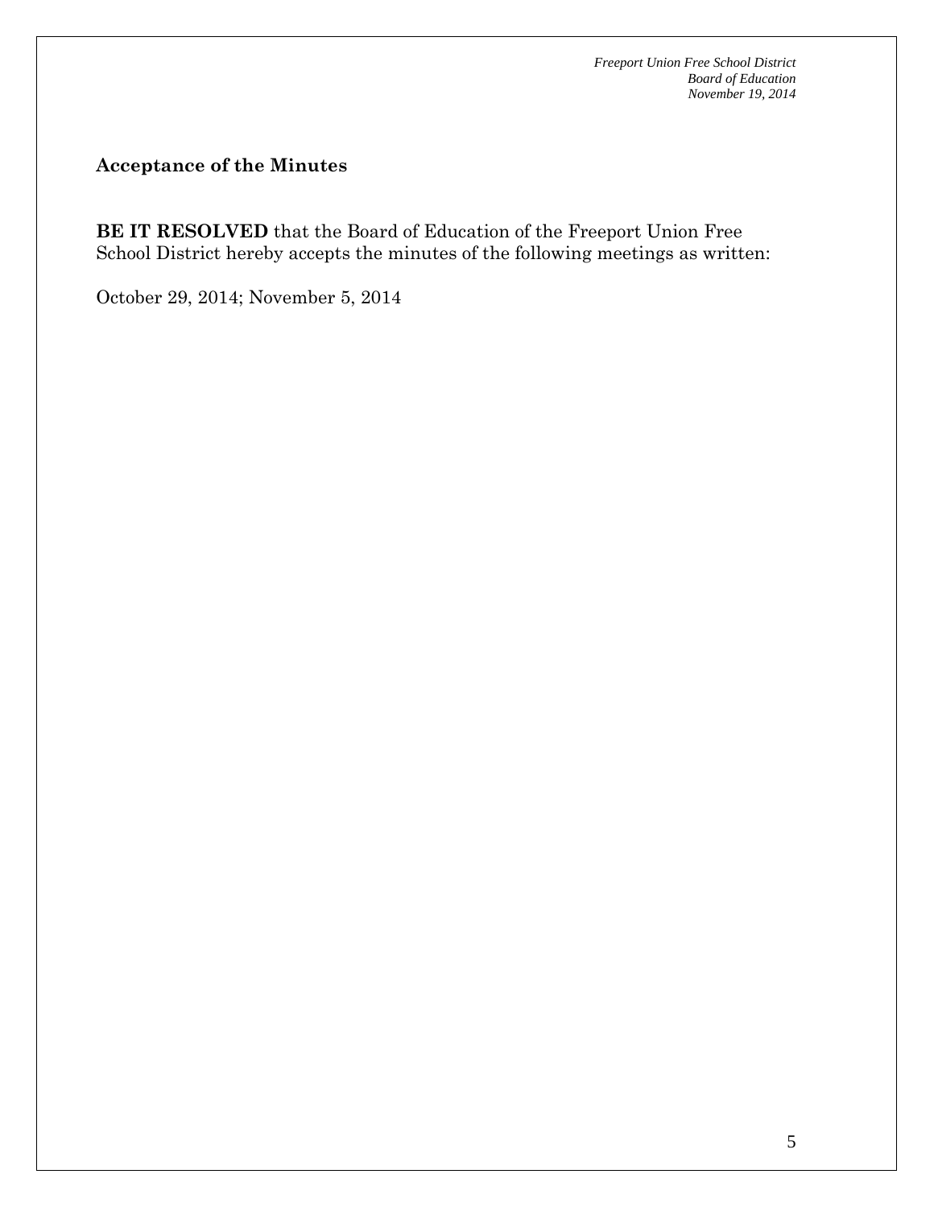### Acceptance of the Minutes

**BE IT RESOLVED** that the Board of Education of the Freeport Union Free School District hereby accepts the minutes of the following meetings as written:

October 29, 2014; November 5, 2014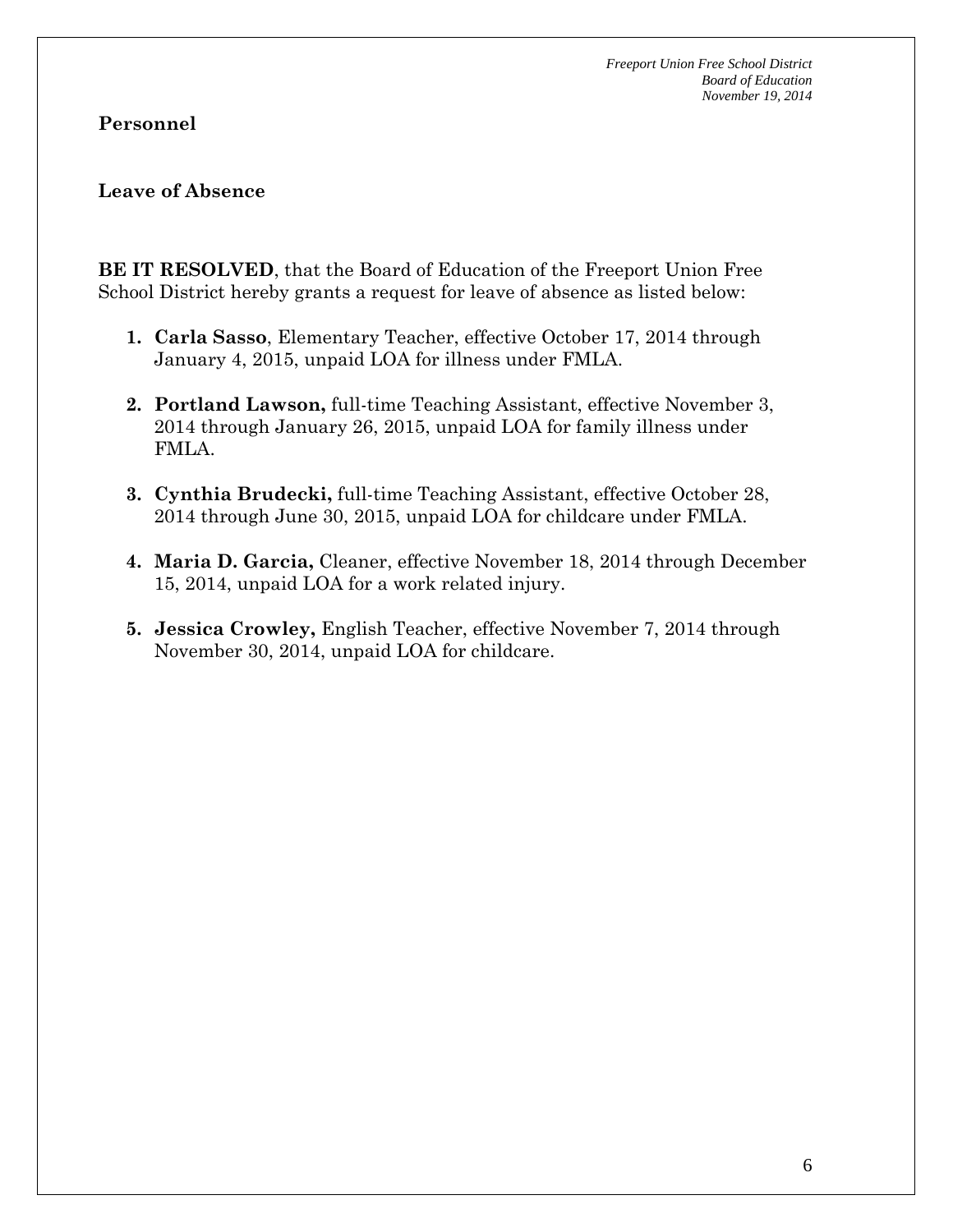## Personnel

### Leave of Absence

**BE IT RESOLVED**, that the Board of Education of the Freeport Union Free School District hereby grants a request for leave of absence as listed below:

1. **Carla Sasso**, Elementary Teacher, effective October 17, 2014 through January 4, 2015, unpaid LOA for illness under FMLA.

2. **Portland Lawson,** full-time Teaching Assistant, effective November 3, 2014 through January 26, 2015, unpaid LOA for family illness under FMLA.

3. **Cynthia Brudecki,** full-time Teaching Assistant, effective October 28, 2014 through June 30, 2015, unpaid LOA for childcare under FMLA.

4. **Maria D. Garcia,** Cleaner, effective November 18, 2014 through December 15, 2014, unpaid LOA for a work related injury.

5. **Jessica Crowley,** English Teacher, effective November 7, 2014 through November 30, 2014, unpaid LOA for childcare.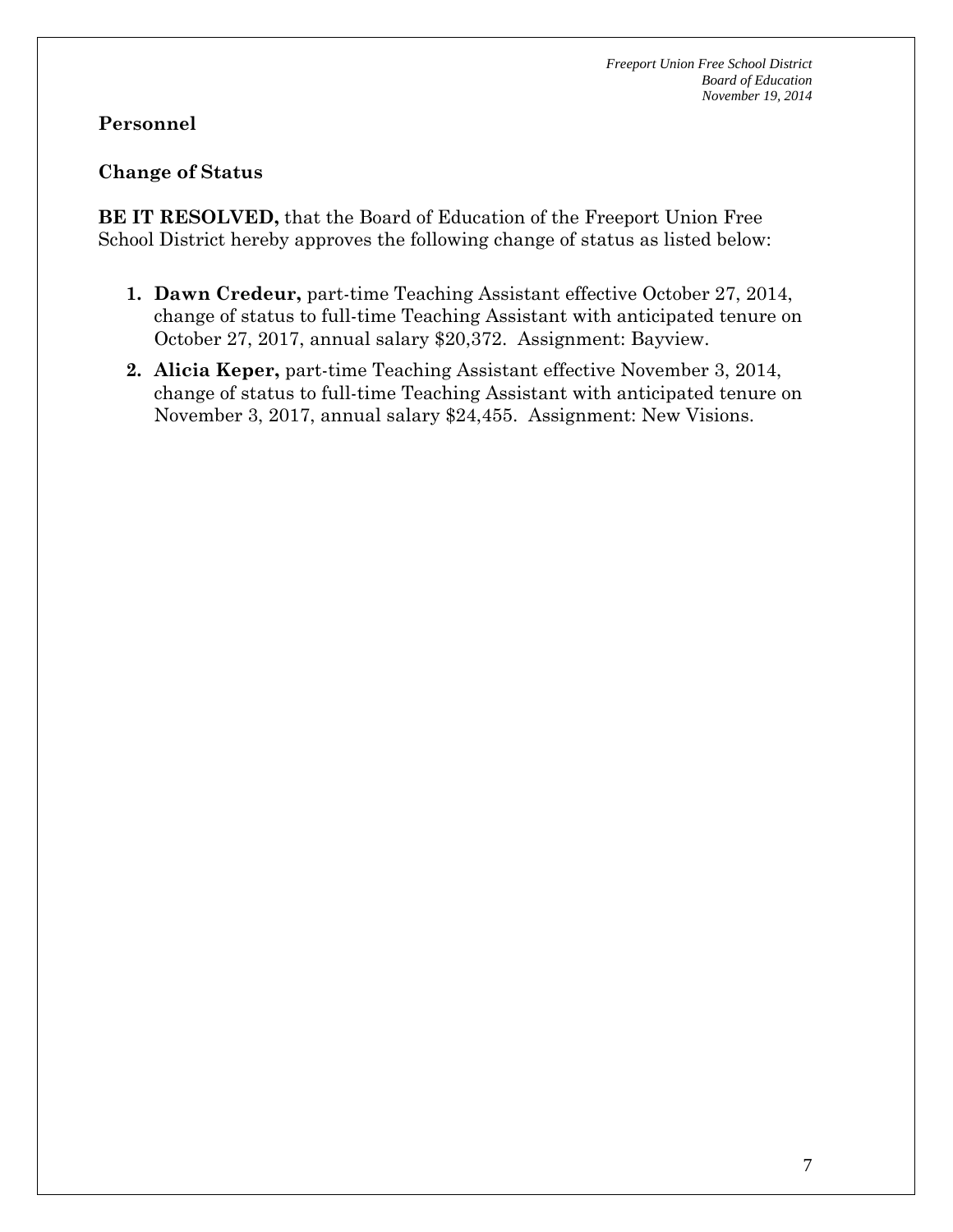**Personnel**

**Change of Status**

**BE IT RESOLVED,** that the Board of Education of the Freeport Union Free School District hereby approves the following change of status as listed below:

1. **Dawn Credeur,** part-time Teaching Assistant effective October 27, 2014, change of status to full-time Teaching Assistant with anticipated tenure on October 27, 2017, annual salary $20,372. Assignment: Bayview.
2. **Alicia Keper,** part-time Teaching Assistant effective November 3, 2014, change of status to full-time Teaching Assistant with anticipated tenure on November 3, 2017, annual salary $24,455. Assignment: New Visions.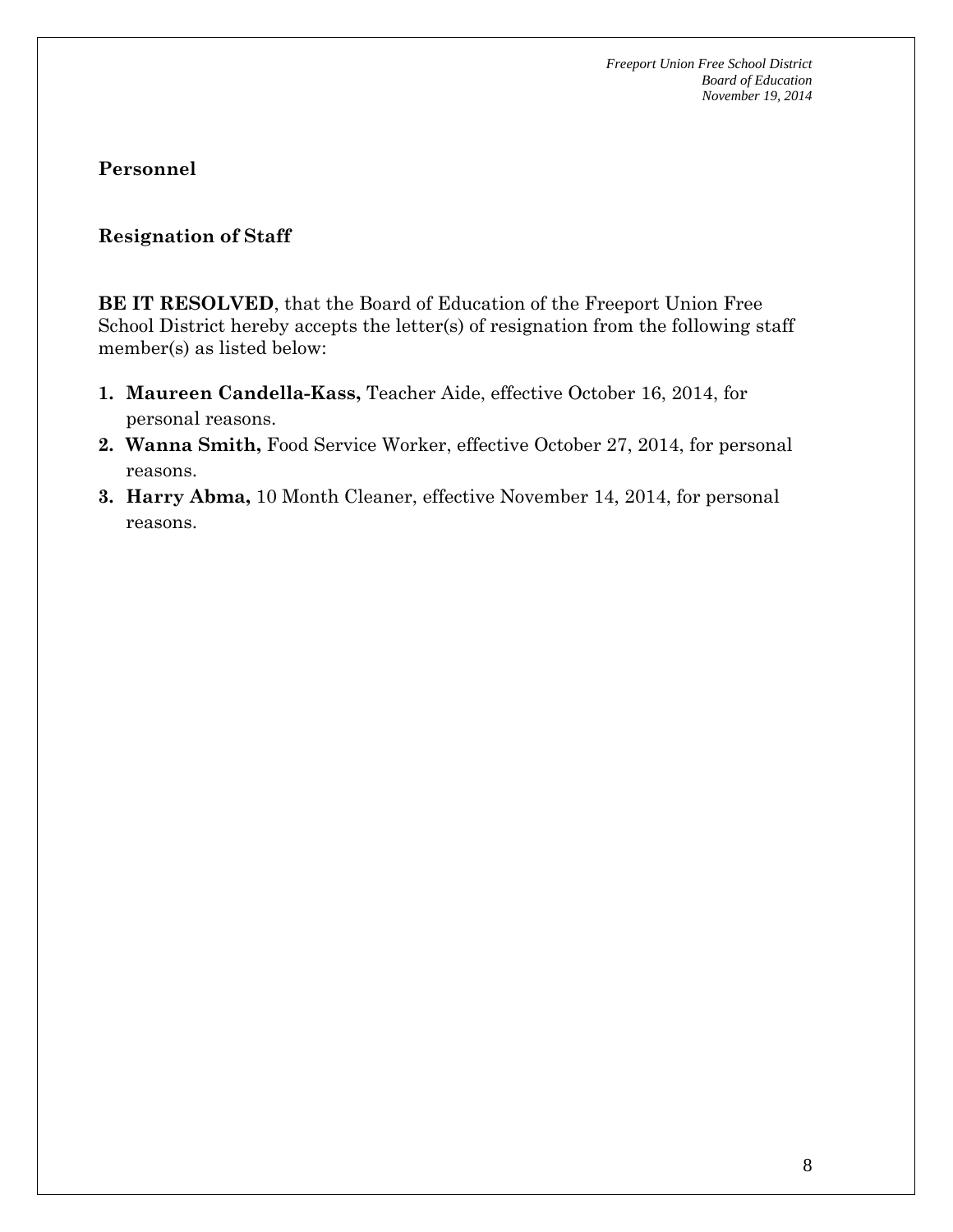## Personnel

### Resignation of Staff

**BE IT RESOLVED**, that the Board of Education of the Freeport Union Free School District hereby accepts the letter(s) of resignation from the following staff member(s) as listed below:

1. **Maureen Candella-Kass,** Teacher Aide, effective October 16, 2014, for personal reasons.
2. **Wanna Smith,** Food Service Worker, effective October 27, 2014, for personal reasons.
3. **Harry Abma,** 10 Month Cleaner, effective November 14, 2014, for personal reasons.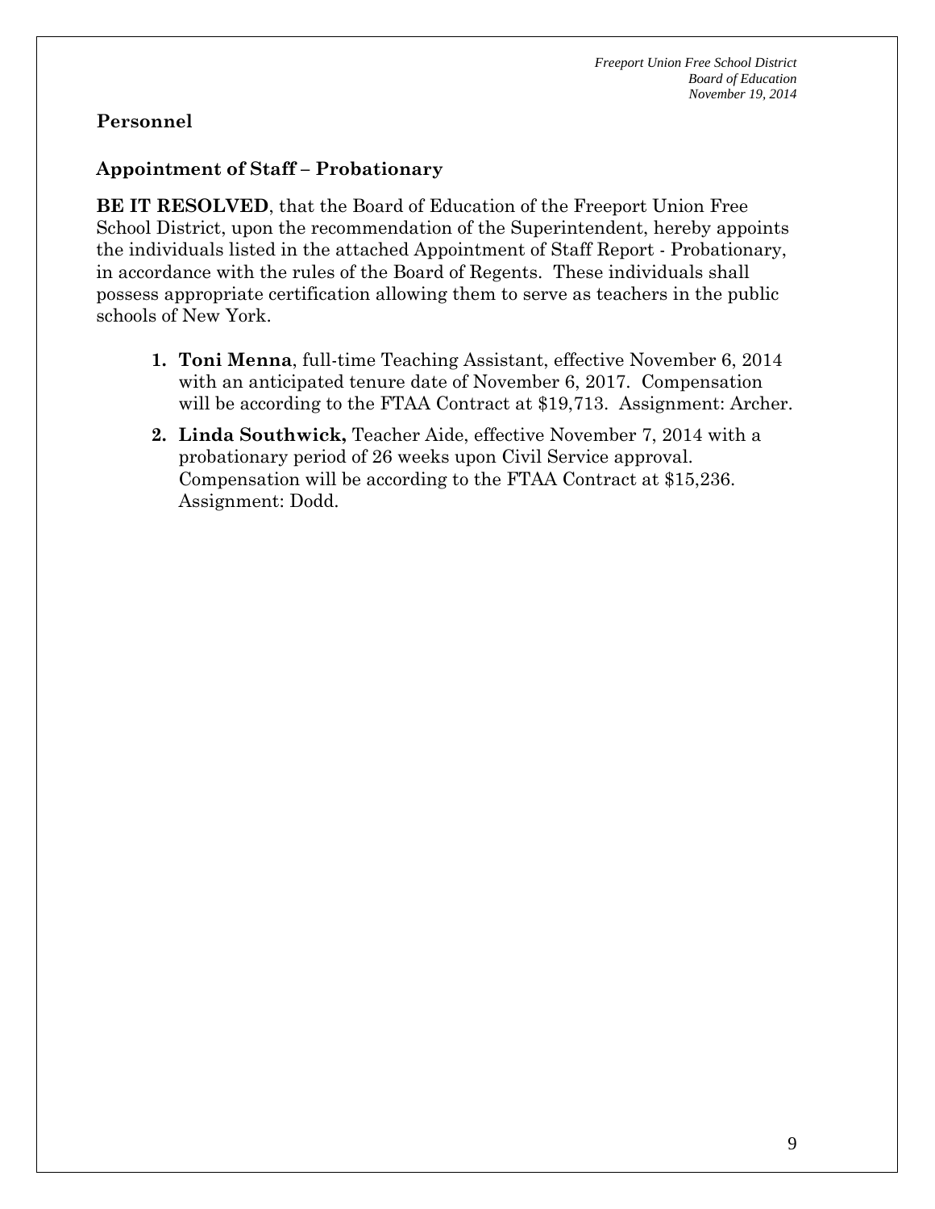## Personnel

### Appointment of Staff – Probationary

**BE IT RESOLVED**, that the Board of Education of the Freeport Union Free School District, upon the recommendation of the Superintendent, hereby appoints the individuals listed in the attached Appointment of Staff Report - Probationary, in accordance with the rules of the Board of Regents. These individuals shall possess appropriate certification allowing them to serve as teachers in the public schools of New York.

1. **Toni Menna**, full-time Teaching Assistant, effective November 6, 2014 with an anticipated tenure date of November 6, 2017. Compensation will be according to the FTAA Contract at $19,713. Assignment: Archer.
2. **Linda Southwick,** Teacher Aide, effective November 7, 2014 with a probationary period of 26 weeks upon Civil Service approval. Compensation will be according to the FTAA Contract at $15,236. Assignment: Dodd.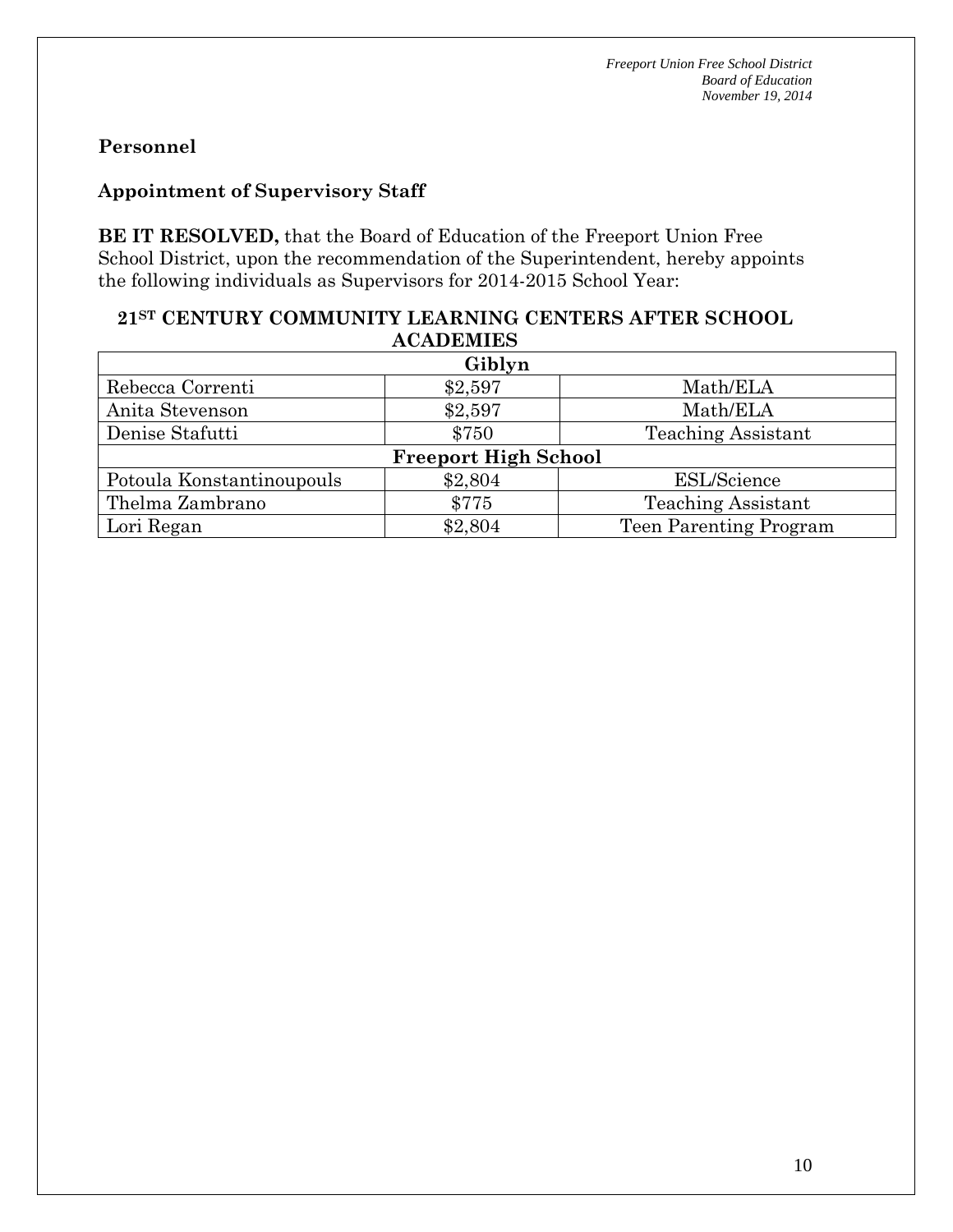## Personnel

### Appointment of Supervisory Staff

**BE IT RESOLVED,** that the Board of Education of the Freeport Union Free School District, upon the recommendation of the Superintendent, hereby appoints the following individuals as Supervisors for 2014-2015 School Year:

**21ST CENTURY COMMUNITY LEARNING CENTERS AFTER SCHOOL ACADEMIES**

| Giblyn | | |
|---|---|---|
| Rebecca Correnti | $2,597 | Math/ELA |
| Anita Stevenson | $2,597 | Math/ELA |
| Denise Stafutti | $750 | Teaching Assistant |
| **Freeport High School** | | |
| Potoula Konstantinoupouls | $2,804 | ESL/Science |
| Thelma Zambrano | $775 | Teaching Assistant |
| Lori Regan | $2,804 | Teen Parenting Program |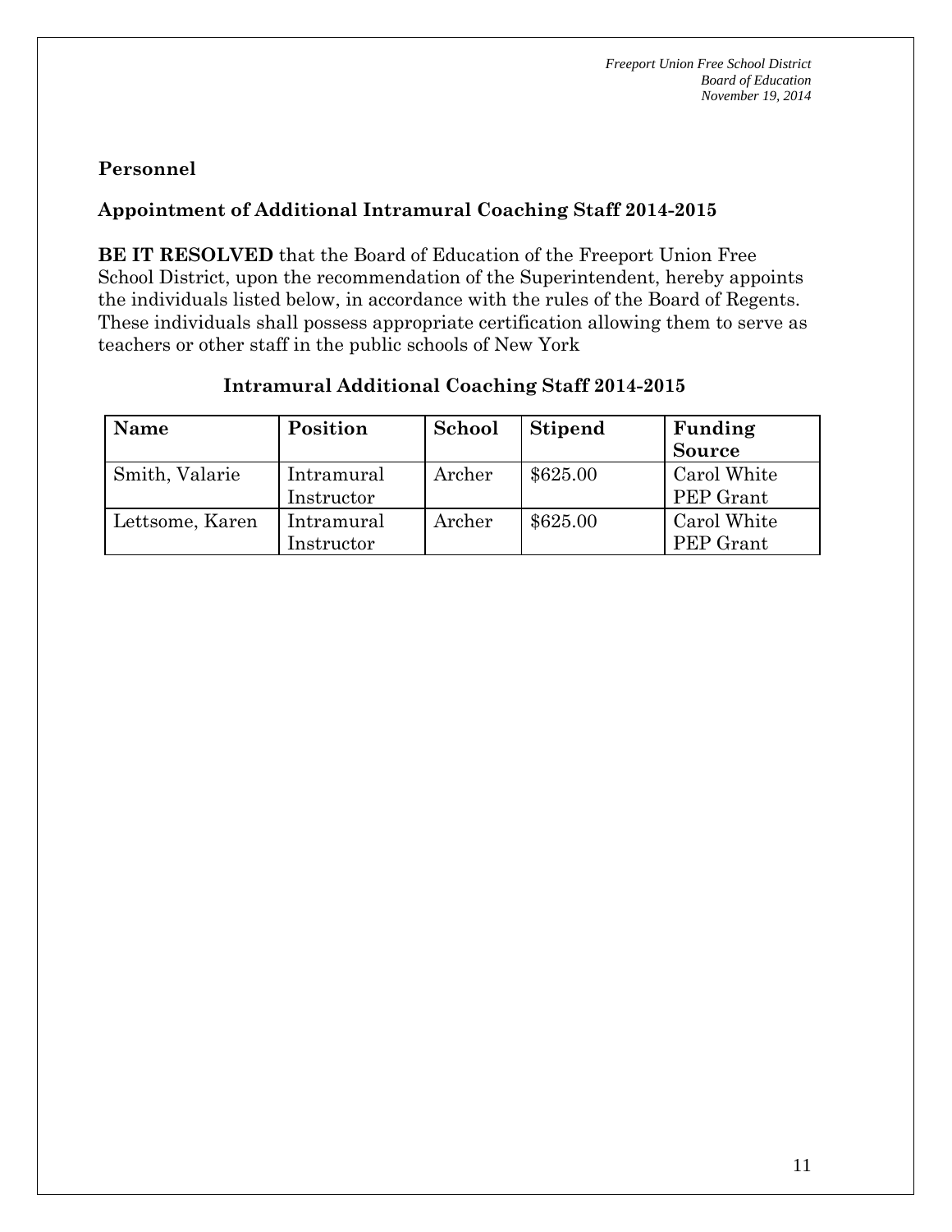## Personnel

### Appointment of Additional Intramural Coaching Staff 2014-2015

**BE IT RESOLVED** that the Board of Education of the Freeport Union Free School District, upon the recommendation of the Superintendent, hereby appoints the individuals listed below, in accordance with the rules of the Board of Regents. These individuals shall possess appropriate certification allowing them to serve as teachers or other staff in the public schools of New York

**Intramural Additional Coaching Staff 2014-2015**

| Name | Position | School | Stipend | Funding Source |
|---|---|---|---|---|
| Smith, Valarie | Intramural Instructor | Archer | $625.00 | Carol White PEP Grant |
| Lettsome, Karen | Intramural Instructor | Archer | $625.00 | Carol White PEP Grant |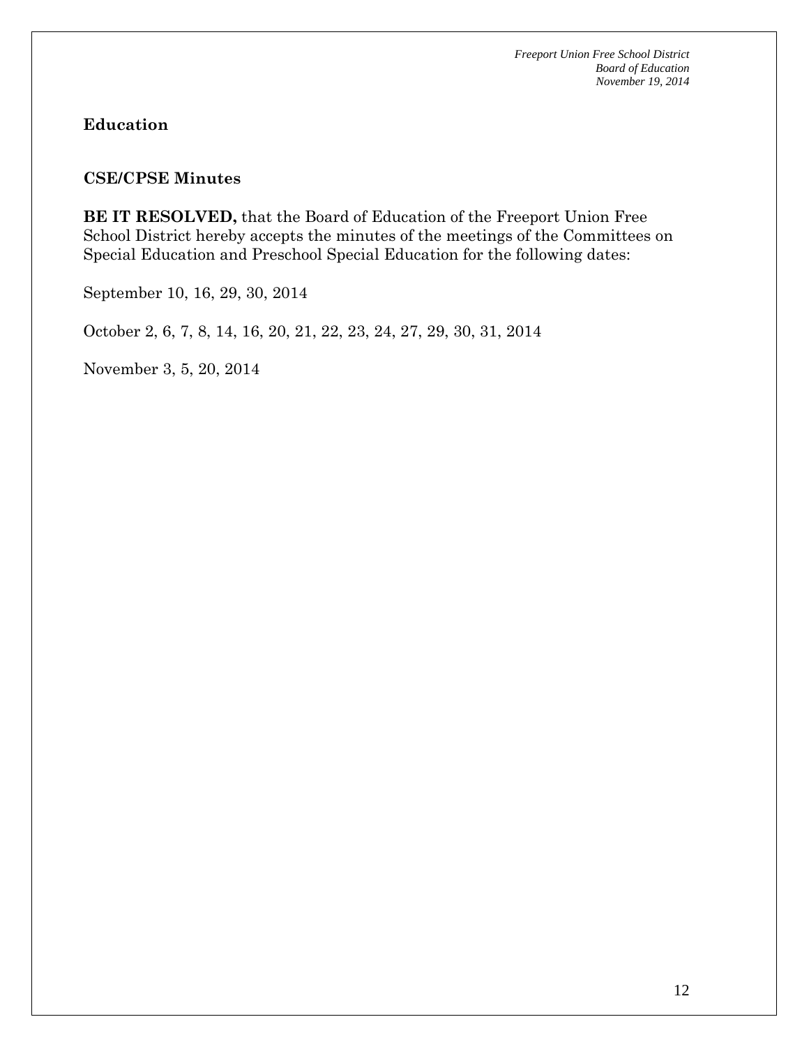**Education**

**CSE/CPSE Minutes**

**BE IT RESOLVED,** that the Board of Education of the Freeport Union Free School District hereby accepts the minutes of the meetings of the Committees on Special Education and Preschool Special Education for the following dates:

September 10, 16, 29, 30, 2014

October 2, 6, 7, 8, 14, 16, 20, 21, 22, 23, 24, 27, 29, 30, 31, 2014

November 3, 5, 20, 2014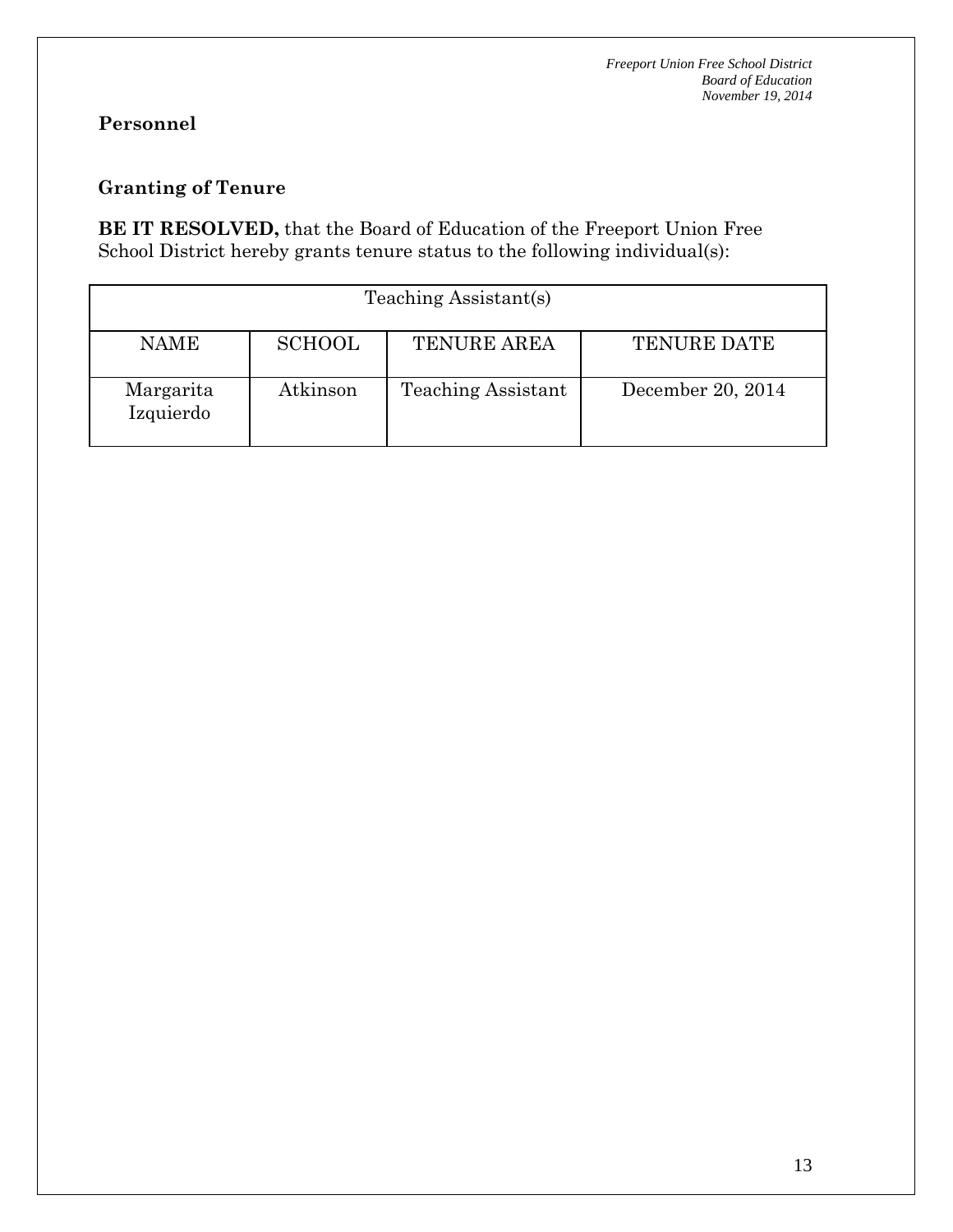**Personnel**

**Granting of Tenure**

**BE IT RESOLVED,** that the Board of Education of the Freeport Union Free School District hereby grants tenure status to the following individual(s):

| Teaching Assistant(s) | | | |
|---|---|---|---|
| NAME | SCHOOL | TENURE AREA | TENURE DATE |
| Margarita Izquierdo | Atkinson | Teaching Assistant | December 20, 2014 |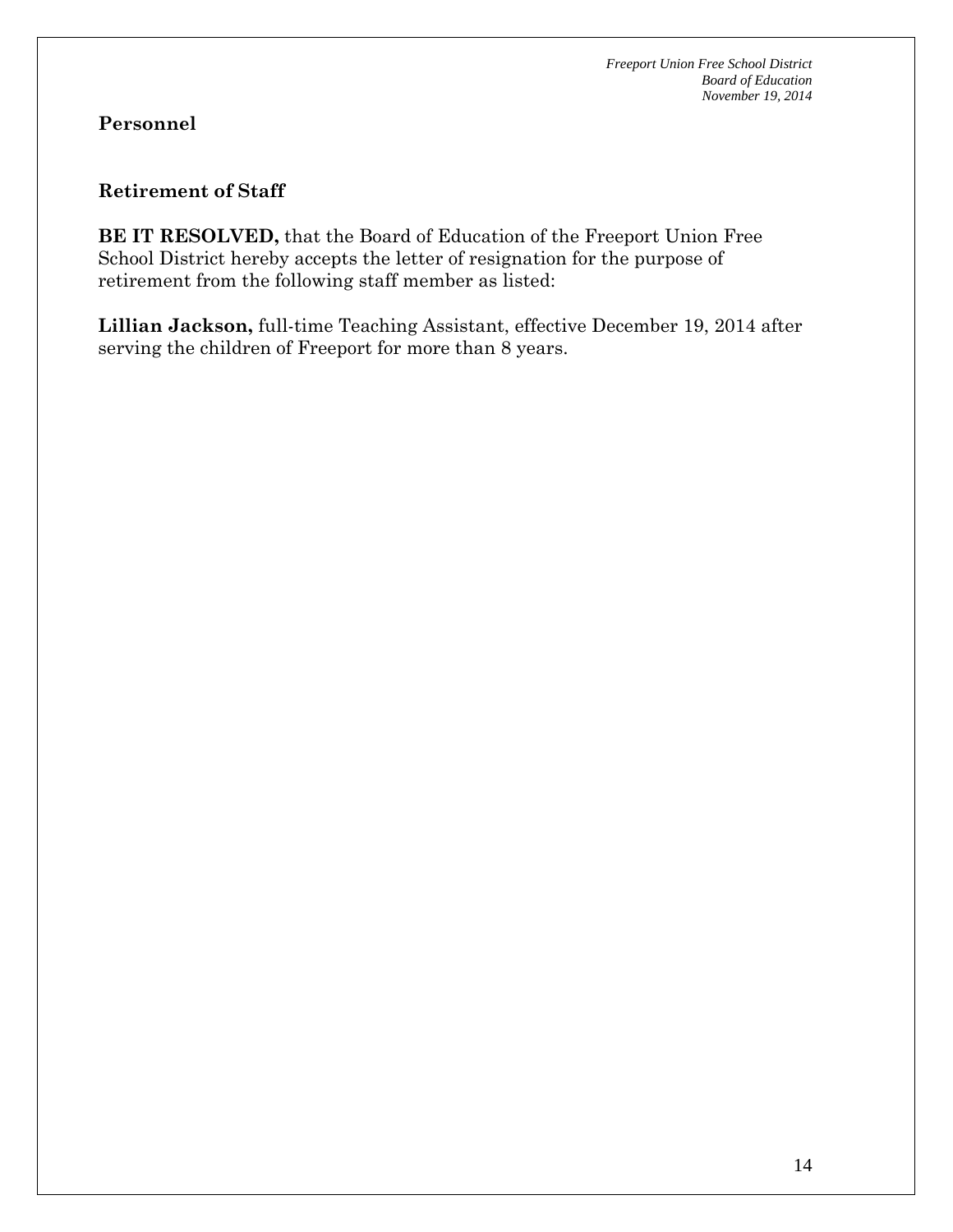## Personnel

### Retirement of Staff

**BE IT RESOLVED,** that the Board of Education of the Freeport Union Free School District hereby accepts the letter of resignation for the purpose of retirement from the following staff member as listed:

**Lillian Jackson,** full-time Teaching Assistant, effective December 19, 2014 after serving the children of Freeport for more than 8 years.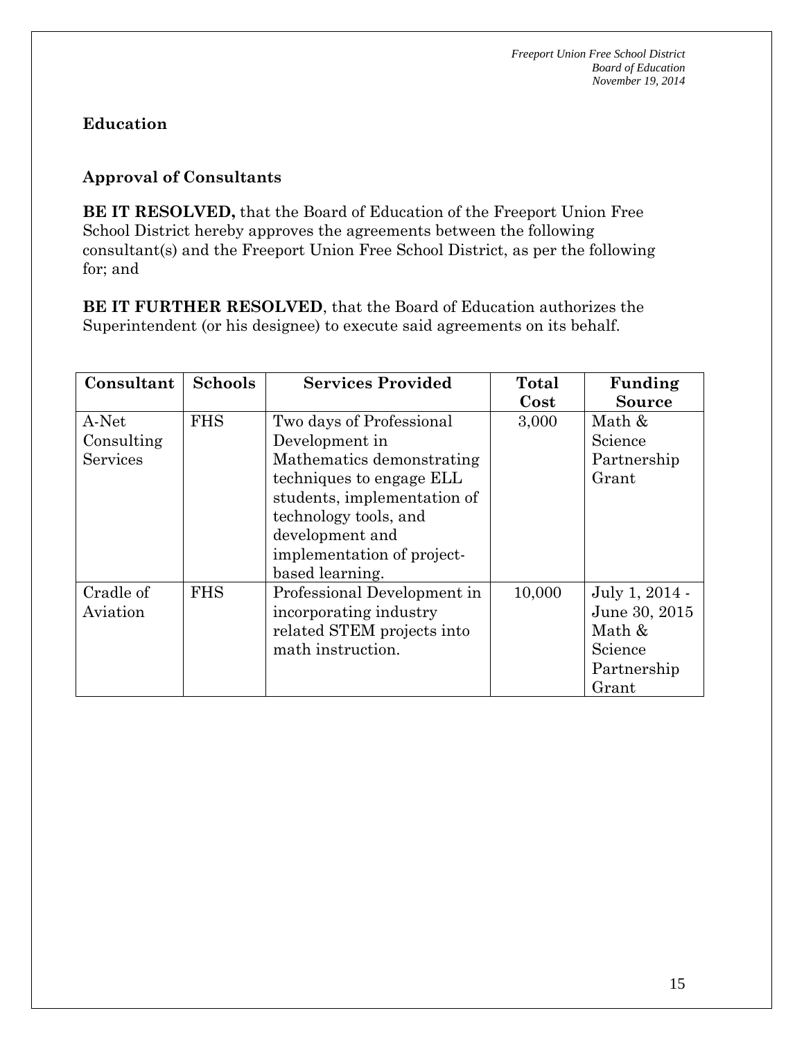## Education

### Approval of Consultants

**BE IT RESOLVED,** that the Board of Education of the Freeport Union Free School District hereby approves the agreements between the following consultant(s) and the Freeport Union Free School District, as per the following for; and

**BE IT FURTHER RESOLVED**, that the Board of Education authorizes the Superintendent (or his designee) to execute said agreements on its behalf.

| Consultant | Schools | Services Provided | Total Cost | Funding Source |
| --- | --- | --- | --- | --- |
| A-Net Consulting Services | FHS | Two days of Professional Development in Mathematics demonstrating techniques to engage ELL students, implementation of technology tools, and development and implementation of project-based learning. | 3,000 | Math & Science Partnership Grant |
| Cradle of Aviation | FHS | Professional Development in incorporating industry related STEM projects into math instruction. | 10,000 | July 1, 2014 - June 30, 2015 Math & Science Partnership Grant |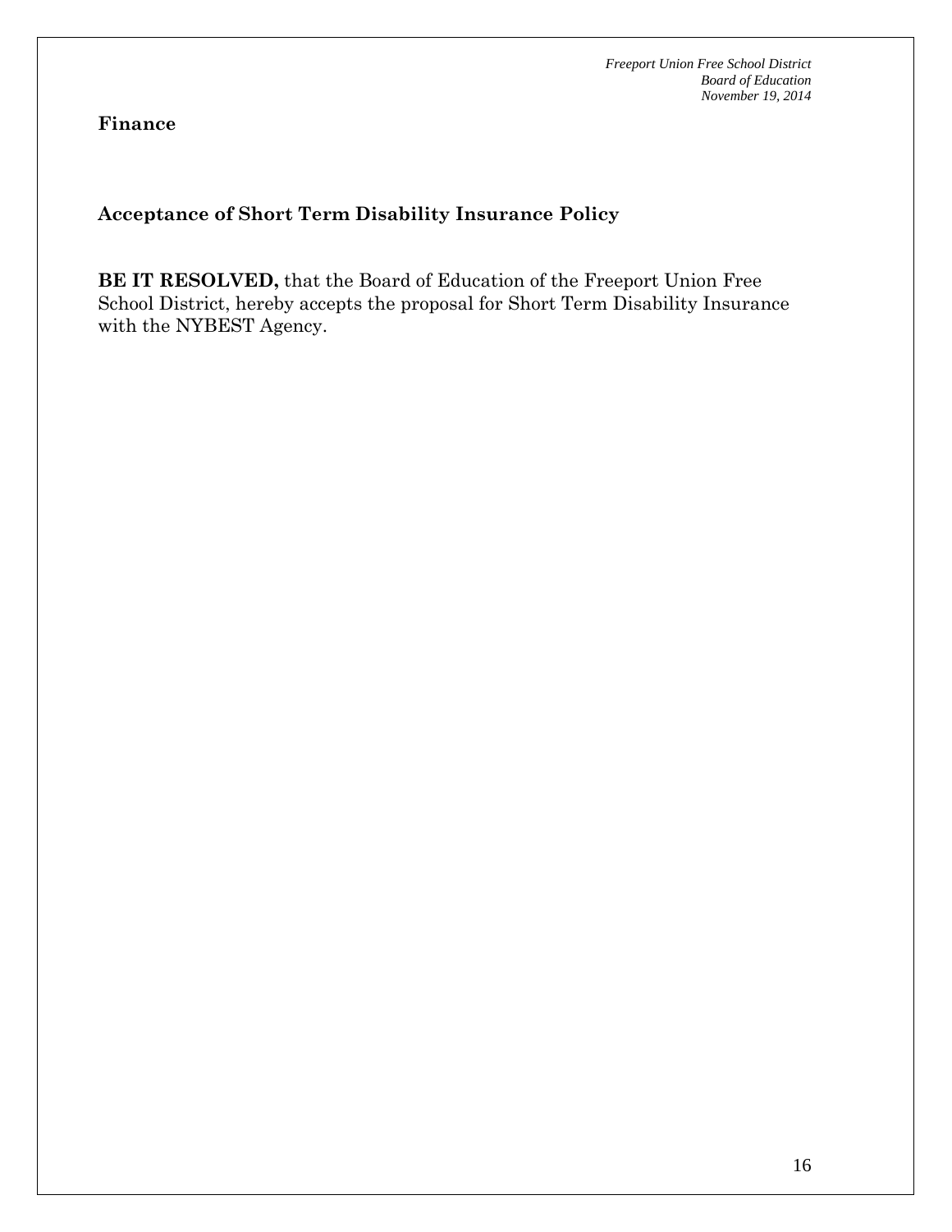**Finance**

**Acceptance of Short Term Disability Insurance Policy**

**BE IT RESOLVED,** that the Board of Education of the Freeport Union Free School District, hereby accepts the proposal for Short Term Disability Insurance with the NYBEST Agency.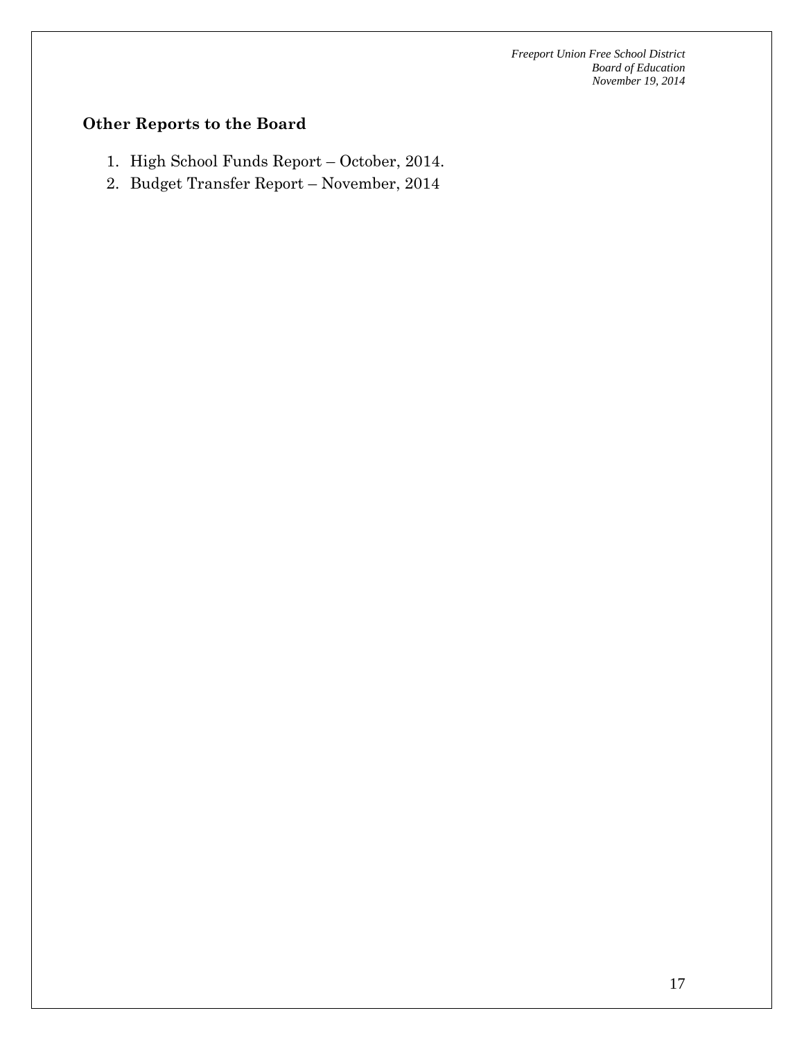## Other Reports to the Board

1. High School Funds Report – October, 2014.
2. Budget Transfer Report – November, 2014